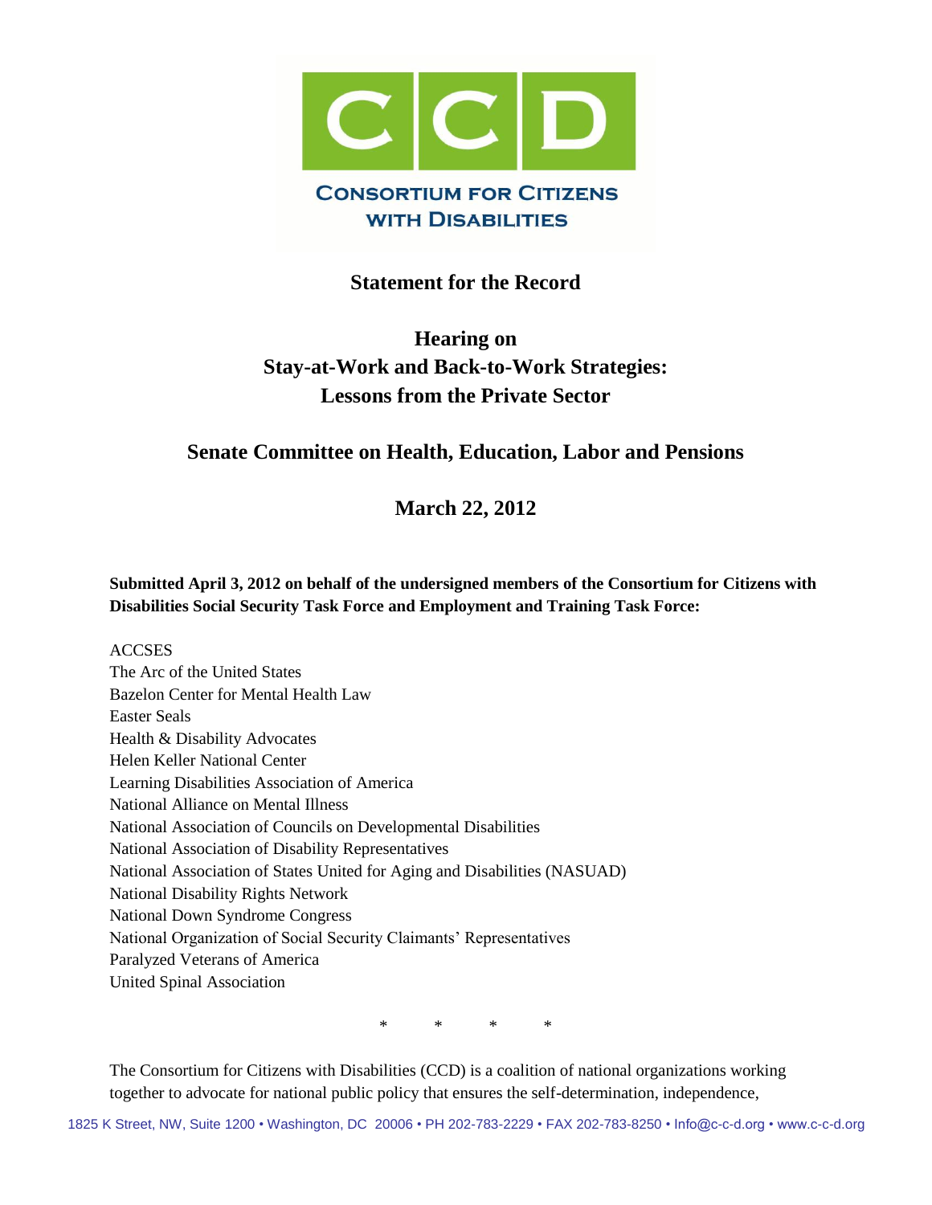**CCD**

**CONSORTIUM FOR CITIZENS WITH DISABILITIES**

## Statement for the Record

## Hearing on Stay-at-Work and Back-to-Work Strategies: Lessons from the Private Sector

## Senate Committee on Health, Education, Labor and Pensions

## March 22, 2012

**Submitted April 3, 2012 on behalf of the undersigned members of the Consortium for Citizens with Disabilities Social Security Task Force and Employment and Training Task Force:**

ACCSES
The Arc of the United States
Bazelon Center for Mental Health Law
Easter Seals
Health & Disability Advocates
Helen Keller National Center
Learning Disabilities Association of America
National Alliance on Mental Illness
National Association of Councils on Developmental Disabilities
National Association of Disability Representatives
National Association of States United for Aging and Disabilities (NASUAD)
National Disability Rights Network
National Down Syndrome Congress
National Organization of Social Security Claimants' Representatives
Paralyzed Veterans of America
United Spinal Association

\* \* \* \*

The Consortium for Citizens with Disabilities (CCD) is a coalition of national organizations working together to advocate for national public policy that ensures the self-determination, independence,

1825 K Street, NW, Suite 1200 • Washington, DC 20006 • PH 202-783-2229 • FAX 202-783-8250 • Info@c-c-d.org • www.c-c-d.org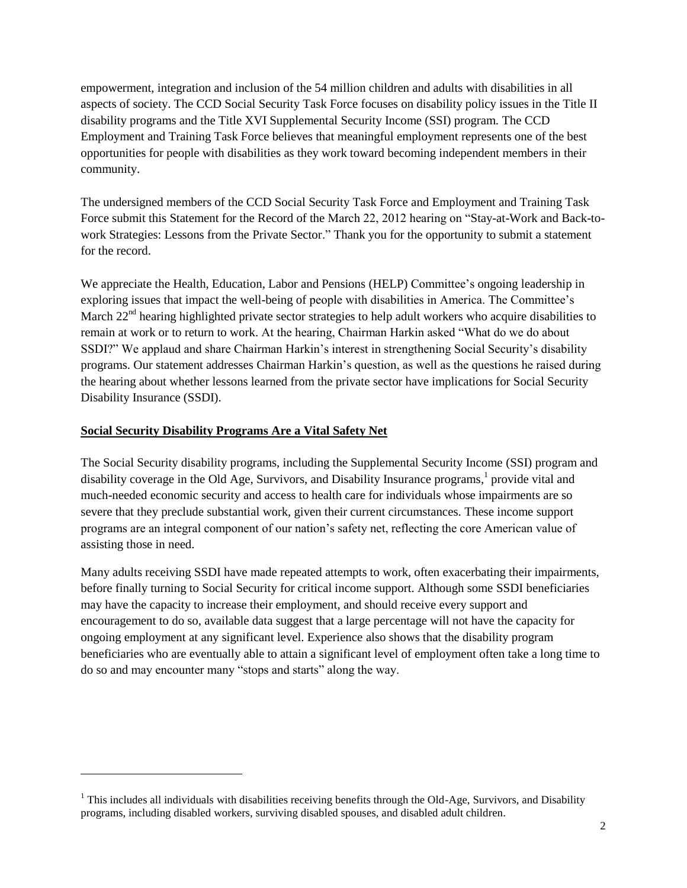empowerment, integration and inclusion of the 54 million children and adults with disabilities in all aspects of society. The CCD Social Security Task Force focuses on disability policy issues in the Title II disability programs and the Title XVI Supplemental Security Income (SSI) program. The CCD Employment and Training Task Force believes that meaningful employment represents one of the best opportunities for people with disabilities as they work toward becoming independent members in their community.

The undersigned members of the CCD Social Security Task Force and Employment and Training Task Force submit this Statement for the Record of the March 22, 2012 hearing on "Stay-at-Work and Back-to-work Strategies: Lessons from the Private Sector." Thank you for the opportunity to submit a statement for the record.

We appreciate the Health, Education, Labor and Pensions (HELP) Committee's ongoing leadership in exploring issues that impact the well-being of people with disabilities in America. The Committee's March 22nd hearing highlighted private sector strategies to help adult workers who acquire disabilities to remain at work or to return to work. At the hearing, Chairman Harkin asked "What do we do about SSDI?" We applaud and share Chairman Harkin's interest in strengthening Social Security's disability programs. Our statement addresses Chairman Harkin's question, as well as the questions he raised during the hearing about whether lessons learned from the private sector have implications for Social Security Disability Insurance (SSDI).

## <u>Social Security Disability Programs Are a Vital Safety Net</u>

The Social Security disability programs, including the Supplemental Security Income (SSI) program and disability coverage in the Old Age, Survivors, and Disability Insurance programs,[1] provide vital and much-needed economic security and access to health care for individuals whose impairments are so severe that they preclude substantial work, given their current circumstances. These income support programs are an integral component of our nation's safety net, reflecting the core American value of assisting those in need.

Many adults receiving SSDI have made repeated attempts to work, often exacerbating their impairments, before finally turning to Social Security for critical income support. Although some SSDI beneficiaries may have the capacity to increase their employment, and should receive every support and encouragement to do so, available data suggest that a large percentage will not have the capacity for ongoing employment at any significant level. Experience also shows that the disability program beneficiaries who are eventually able to attain a significant level of employment often take a long time to do so and may encounter many "stops and starts" along the way.

---

[1] This includes all individuals with disabilities receiving benefits through the Old-Age, Survivors, and Disability programs, including disabled workers, surviving disabled spouses, and disabled adult children.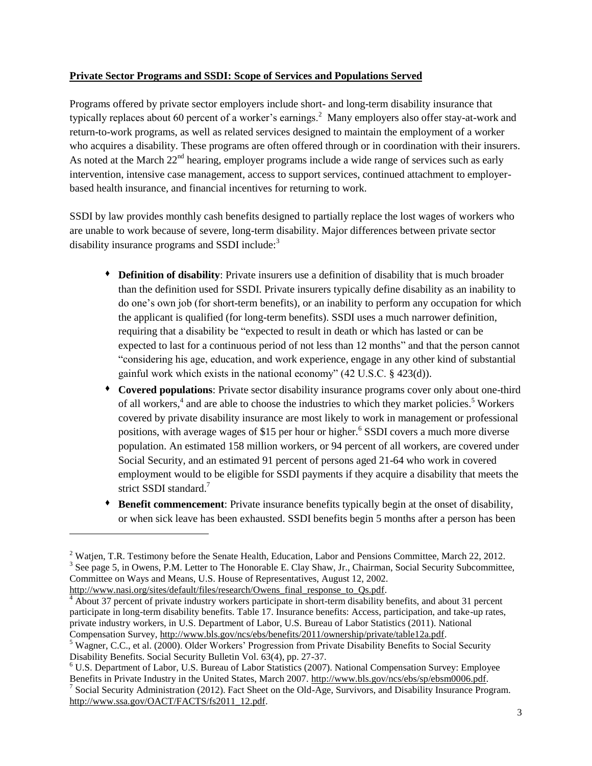**Private Sector Programs and SSDI: Scope of Services and Populations Served**

Programs offered by private sector employers include short- and long-term disability insurance that typically replaces about 60 percent of a worker's earnings.[2] Many employers also offer stay-at-work and return-to-work programs, as well as related services designed to maintain the employment of a worker who acquires a disability. These programs are often offered through or in coordination with their insurers. As noted at the March 22nd hearing, employer programs include a wide range of services such as early intervention, intensive case management, access to support services, continued attachment to employer-based health insurance, and financial incentives for returning to work.

SSDI by law provides monthly cash benefits designed to partially replace the lost wages of workers who are unable to work because of severe, long-term disability. Major differences between private sector disability insurance programs and SSDI include:[3]

- **Definition of disability**: Private insurers use a definition of disability that is much broader than the definition used for SSDI. Private insurers typically define disability as an inability to do one's own job (for short-term benefits), or an inability to perform any occupation for which the applicant is qualified (for long-term benefits). SSDI uses a much narrower definition, requiring that a disability be "expected to result in death or which has lasted or can be expected to last for a continuous period of not less than 12 months" and that the person cannot "considering his age, education, and work experience, engage in any other kind of substantial gainful work which exists in the national economy" (42 U.S.C. § 423(d)).
- **Covered populations**: Private sector disability insurance programs cover only about one-third of all workers,[4] and are able to choose the industries to which they market policies.[5] Workers covered by private disability insurance are most likely to work in management or professional positions, with average wages of $15 per hour or higher.[6] SSDI covers a much more diverse population. An estimated 158 million workers, or 94 percent of all workers, are covered under Social Security, and an estimated 91 percent of persons aged 21-64 who work in covered employment would to be eligible for SSDI payments if they acquire a disability that meets the strict SSDI standard.[7]
- **Benefit commencement**: Private insurance benefits typically begin at the onset of disability, or when sick leave has been exhausted. SSDI benefits begin 5 months after a person has been

---

[2] Watjen, T.R. Testimony before the Senate Health, Education, Labor and Pensions Committee, March 22, 2012.

[3] See page 5, in Owens, P.M. Letter to The Honorable E. Clay Shaw, Jr., Chairman, Social Security Subcommittee, Committee on Ways and Means, U.S. House of Representatives, August 12, 2002. http://www.nasi.org/sites/default/files/research/Owens_final_response_to_Qs.pdf.

[4] About 37 percent of private industry workers participate in short-term disability benefits, and about 31 percent participate in long-term disability benefits. Table 17. Insurance benefits: Access, participation, and take-up rates, private industry workers, in U.S. Department of Labor, U.S. Bureau of Labor Statistics (2011). National Compensation Survey, http://www.bls.gov/ncs/ebs/benefits/2011/ownership/private/table12a.pdf.

[5] Wagner, C.C., et al. (2000). Older Workers' Progression from Private Disability Benefits to Social Security Disability Benefits. Social Security Bulletin Vol. 63(4), pp. 27-37.

[6] U.S. Department of Labor, U.S. Bureau of Labor Statistics (2007). National Compensation Survey: Employee Benefits in Private Industry in the United States, March 2007. http://www.bls.gov/ncs/ebs/sp/ebsm0006.pdf.

[7] Social Security Administration (2012). Fact Sheet on the Old-Age, Survivors, and Disability Insurance Program. http://www.ssa.gov/OACT/FACTS/fs2011_12.pdf.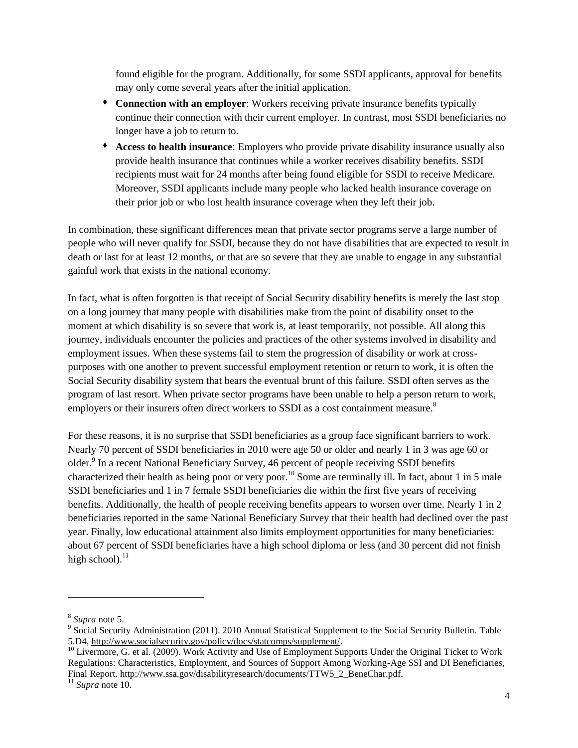found eligible for the program. Additionally, for some SSDI applicants, approval for benefits may only come several years after the initial application.

- **Connection with an employer**: Workers receiving private insurance benefits typically continue their connection with their current employer. In contrast, most SSDI beneficiaries no longer have a job to return to.
- **Access to health insurance**: Employers who provide private disability insurance usually also provide health insurance that continues while a worker receives disability benefits. SSDI recipients must wait for 24 months after being found eligible for SSDI to receive Medicare. Moreover, SSDI applicants include many people who lacked health insurance coverage on their prior job or who lost health insurance coverage when they left their job.

In combination, these significant differences mean that private sector programs serve a large number of people who will never qualify for SSDI, because they do not have disabilities that are expected to result in death or last for at least 12 months, or that are so severe that they are unable to engage in any substantial gainful work that exists in the national economy.

In fact, what is often forgotten is that receipt of Social Security disability benefits is merely the last stop on a long journey that many people with disabilities make from the point of disability onset to the moment at which disability is so severe that work is, at least temporarily, not possible. All along this journey, individuals encounter the policies and practices of the other systems involved in disability and employment issues. When these systems fail to stem the progression of disability or work at cross-purposes with one another to prevent successful employment retention or return to work, it is often the Social Security disability system that bears the eventual brunt of this failure. SSDI often serves as the program of last resort. When private sector programs have been unable to help a person return to work, employers or their insurers often direct workers to SSDI as a cost containment measure.[8]

For these reasons, it is no surprise that SSDI beneficiaries as a group face significant barriers to work. Nearly 70 percent of SSDI beneficiaries in 2010 were age 50 or older and nearly 1 in 3 was age 60 or older.[9] In a recent National Beneficiary Survey, 46 percent of people receiving SSDI benefits characterized their health as being poor or very poor.[10] Some are terminally ill. In fact, about 1 in 5 male SSDI beneficiaries and 1 in 7 female SSDI beneficiaries die within the first five years of receiving benefits. Additionally, the health of people receiving benefits appears to worsen over time. Nearly 1 in 2 beneficiaries reported in the same National Beneficiary Survey that their health had declined over the past year. Finally, low educational attainment also limits employment opportunities for many beneficiaries: about 67 percent of SSDI beneficiaries have a high school diploma or less (and 30 percent did not finish high school).[11]

---

[8] *Supra* note 5.

[9] Social Security Administration (2011). 2010 Annual Statistical Supplement to the Social Security Bulletin. Table 5.D4, http://www.socialsecurity.gov/policy/docs/statcomps/supplement/.

[10] Livermore, G. et al. (2009). Work Activity and Use of Employment Supports Under the Original Ticket to Work Regulations: Characteristics, Employment, and Sources of Support Among Working-Age SSI and DI Beneficiaries, Final Report. http://www.ssa.gov/disabilityresearch/documents/TTW5_2_BeneChar.pdf.

[11] *Supra* note 10.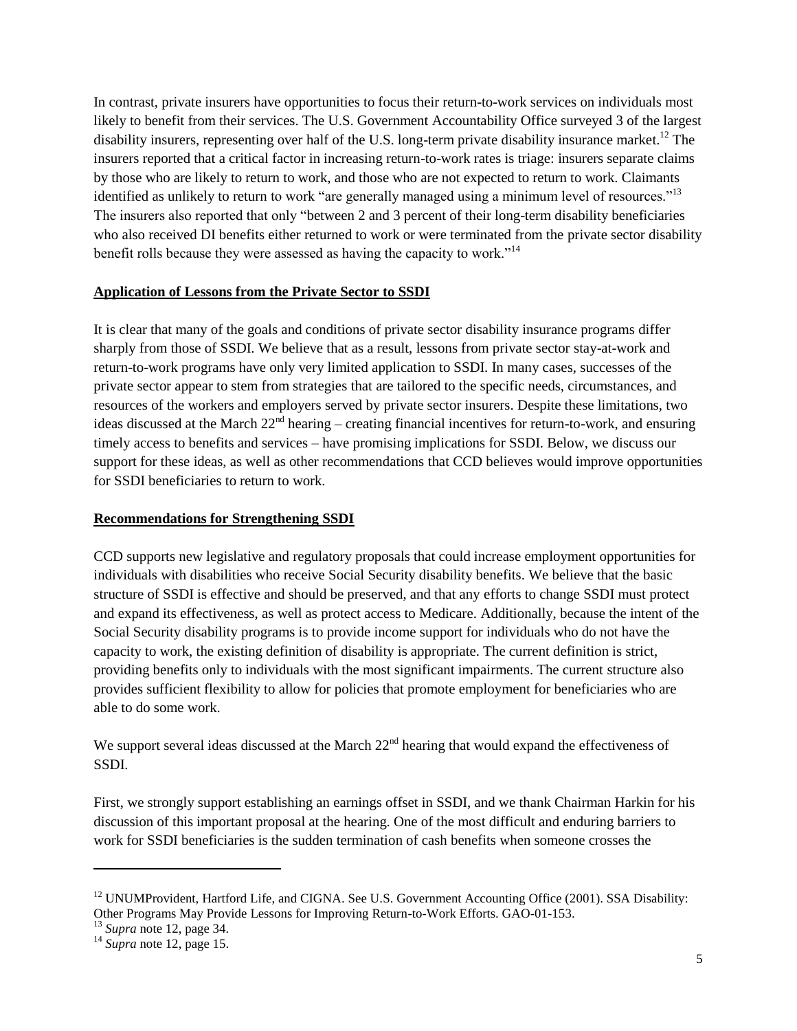In contrast, private insurers have opportunities to focus their return-to-work services on individuals most likely to benefit from their services. The U.S. Government Accountability Office surveyed 3 of the largest disability insurers, representing over half of the U.S. long-term private disability insurance market.[12] The insurers reported that a critical factor in increasing return-to-work rates is triage: insurers separate claims by those who are likely to return to work, and those who are not expected to return to work. Claimants identified as unlikely to return to work "are generally managed using a minimum level of resources."[13] The insurers also reported that only "between 2 and 3 percent of their long-term disability beneficiaries who also received DI benefits either returned to work or were terminated from the private sector disability benefit rolls because they were assessed as having the capacity to work."[14]

## Application of Lessons from the Private Sector to SSDI

It is clear that many of the goals and conditions of private sector disability insurance programs differ sharply from those of SSDI. We believe that as a result, lessons from private sector stay-at-work and return-to-work programs have only very limited application to SSDI. In many cases, successes of the private sector appear to stem from strategies that are tailored to the specific needs, circumstances, and resources of the workers and employers served by private sector insurers. Despite these limitations, two ideas discussed at the March 22nd hearing – creating financial incentives for return-to-work, and ensuring timely access to benefits and services – have promising implications for SSDI. Below, we discuss our support for these ideas, as well as other recommendations that CCD believes would improve opportunities for SSDI beneficiaries to return to work.

## Recommendations for Strengthening SSDI

CCD supports new legislative and regulatory proposals that could increase employment opportunities for individuals with disabilities who receive Social Security disability benefits. We believe that the basic structure of SSDI is effective and should be preserved, and that any efforts to change SSDI must protect and expand its effectiveness, as well as protect access to Medicare. Additionally, because the intent of the Social Security disability programs is to provide income support for individuals who do not have the capacity to work, the existing definition of disability is appropriate. The current definition is strict, providing benefits only to individuals with the most significant impairments. The current structure also provides sufficient flexibility to allow for policies that promote employment for beneficiaries who are able to do some work.

We support several ideas discussed at the March 22nd hearing that would expand the effectiveness of SSDI.

First, we strongly support establishing an earnings offset in SSDI, and we thank Chairman Harkin for his discussion of this important proposal at the hearing. One of the most difficult and enduring barriers to work for SSDI beneficiaries is the sudden termination of cash benefits when someone crosses the

---

[12] UNUMProvident, Hartford Life, and CIGNA. See U.S. Government Accounting Office (2001). SSA Disability: Other Programs May Provide Lessons for Improving Return-to-Work Efforts. GAO-01-153.

[13] *Supra* note 12, page 34.

[14] *Supra* note 12, page 15.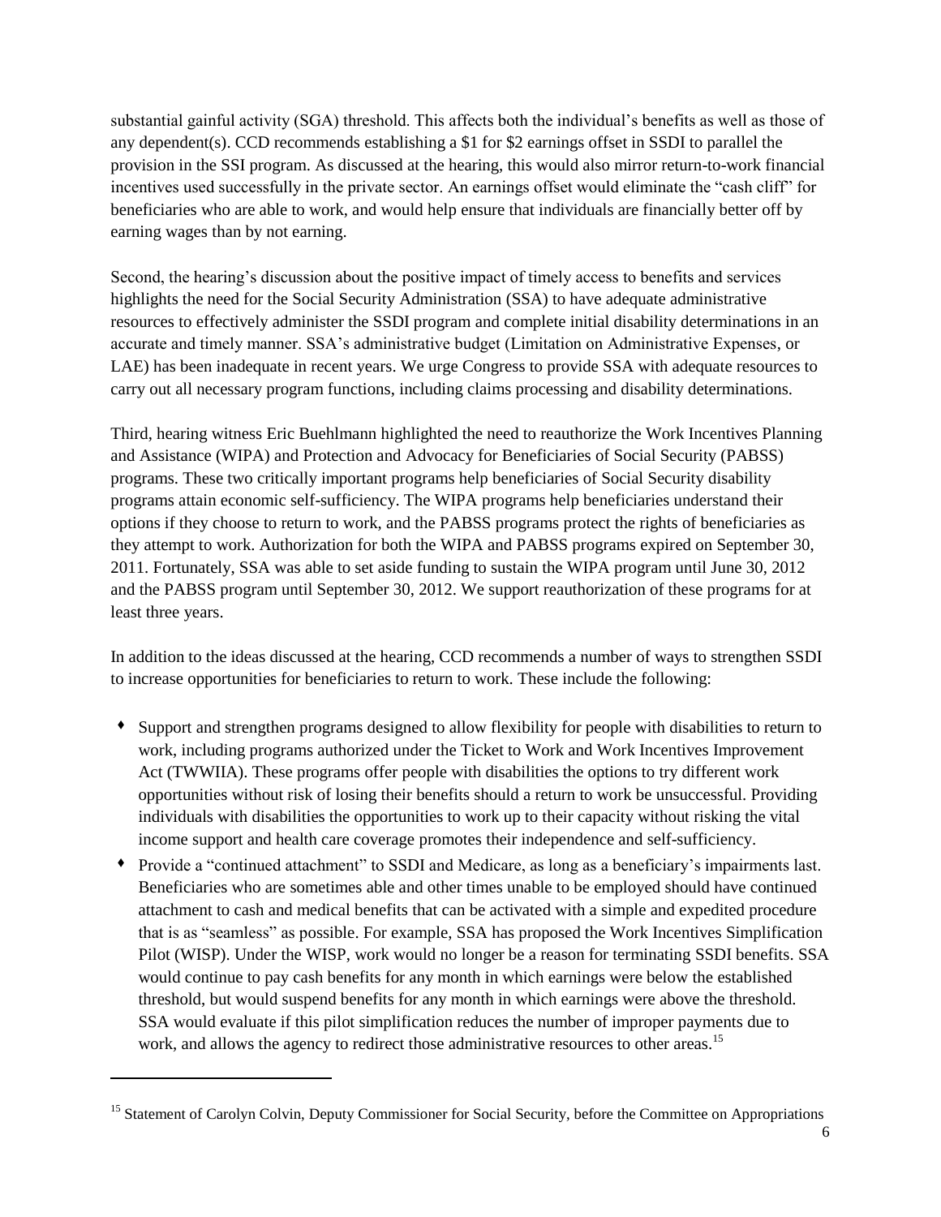substantial gainful activity (SGA) threshold. This affects both the individual's benefits as well as those of any dependent(s). CCD recommends establishing a $1 for $2 earnings offset in SSDI to parallel the provision in the SSI program. As discussed at the hearing, this would also mirror return-to-work financial incentives used successfully in the private sector. An earnings offset would eliminate the "cash cliff" for beneficiaries who are able to work, and would help ensure that individuals are financially better off by earning wages than by not earning.

Second, the hearing's discussion about the positive impact of timely access to benefits and services highlights the need for the Social Security Administration (SSA) to have adequate administrative resources to effectively administer the SSDI program and complete initial disability determinations in an accurate and timely manner. SSA's administrative budget (Limitation on Administrative Expenses, or LAE) has been inadequate in recent years. We urge Congress to provide SSA with adequate resources to carry out all necessary program functions, including claims processing and disability determinations.

Third, hearing witness Eric Buehlmann highlighted the need to reauthorize the Work Incentives Planning and Assistance (WIPA) and Protection and Advocacy for Beneficiaries of Social Security (PABSS) programs. These two critically important programs help beneficiaries of Social Security disability programs attain economic self-sufficiency. The WIPA programs help beneficiaries understand their options if they choose to return to work, and the PABSS programs protect the rights of beneficiaries as they attempt to work. Authorization for both the WIPA and PABSS programs expired on September 30, 2011. Fortunately, SSA was able to set aside funding to sustain the WIPA program until June 30, 2012 and the PABSS program until September 30, 2012. We support reauthorization of these programs for at least three years.

In addition to the ideas discussed at the hearing, CCD recommends a number of ways to strengthen SSDI to increase opportunities for beneficiaries to return to work. These include the following:

- Support and strengthen programs designed to allow flexibility for people with disabilities to return to work, including programs authorized under the Ticket to Work and Work Incentives Improvement Act (TWWIIA). These programs offer people with disabilities the options to try different work opportunities without risk of losing their benefits should a return to work be unsuccessful. Providing individuals with disabilities the opportunities to work up to their capacity without risking the vital income support and health care coverage promotes their independence and self-sufficiency.
- Provide a "continued attachment" to SSDI and Medicare, as long as a beneficiary's impairments last. Beneficiaries who are sometimes able and other times unable to be employed should have continued attachment to cash and medical benefits that can be activated with a simple and expedited procedure that is as "seamless" as possible. For example, SSA has proposed the Work Incentives Simplification Pilot (WISP). Under the WISP, work would no longer be a reason for terminating SSDI benefits. SSA would continue to pay cash benefits for any month in which earnings were below the established threshold, but would suspend benefits for any month in which earnings were above the threshold. SSA would evaluate if this pilot simplification reduces the number of improper payments due to work, and allows the agency to redirect those administrative resources to other areas.[15]

---

[15] Statement of Carolyn Colvin, Deputy Commissioner for Social Security, before the Committee on Appropriations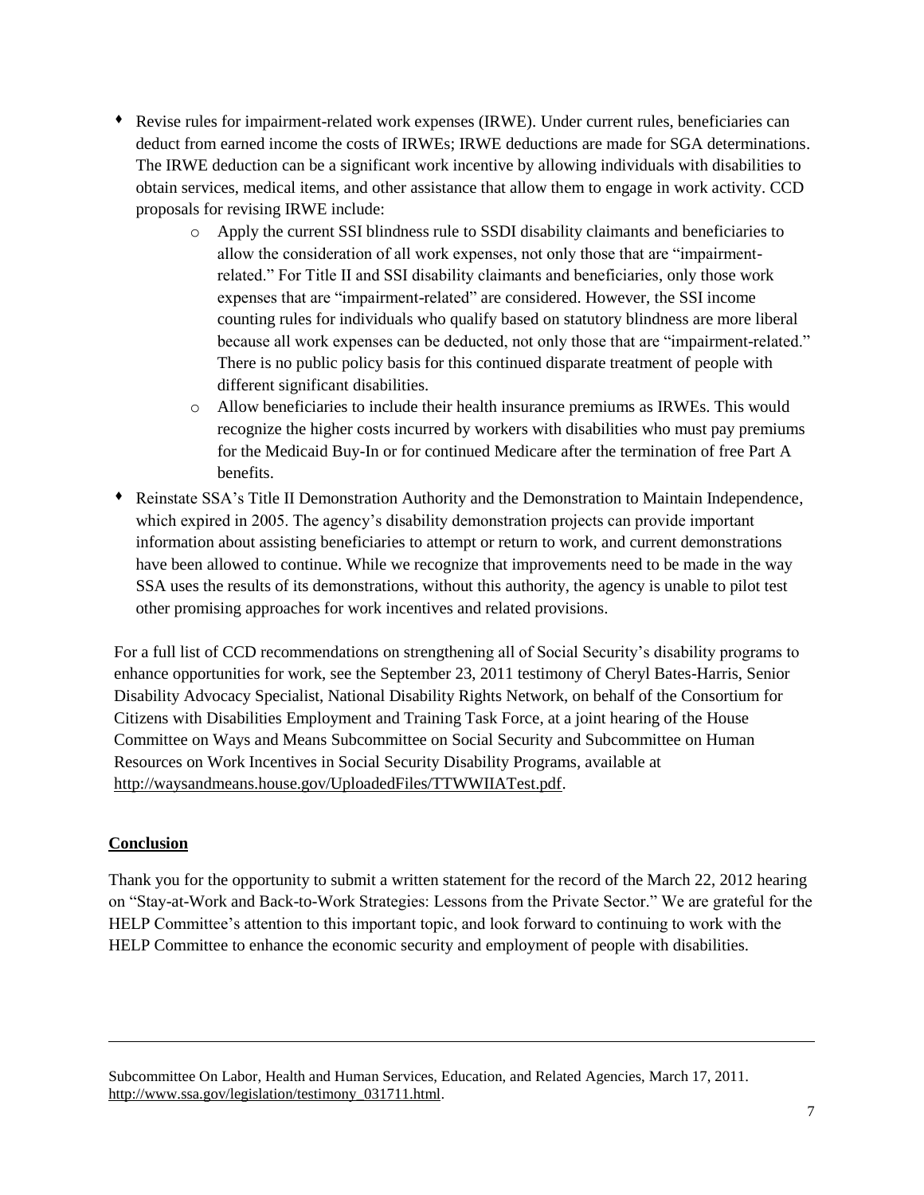- Revise rules for impairment-related work expenses (IRWE). Under current rules, beneficiaries can deduct from earned income the costs of IRWEs; IRWE deductions are made for SGA determinations. The IRWE deduction can be a significant work incentive by allowing individuals with disabilities to obtain services, medical items, and other assistance that allow them to engage in work activity. CCD proposals for revising IRWE include:
    - Apply the current SSI blindness rule to SSDI disability claimants and beneficiaries to allow the consideration of all work expenses, not only those that are "impairment-related." For Title II and SSI disability claimants and beneficiaries, only those work expenses that are "impairment-related" are considered. However, the SSI income counting rules for individuals who qualify based on statutory blindness are more liberal because all work expenses can be deducted, not only those that are "impairment-related." There is no public policy basis for this continued disparate treatment of people with different significant disabilities.
    - Allow beneficiaries to include their health insurance premiums as IRWEs. This would recognize the higher costs incurred by workers with disabilities who must pay premiums for the Medicaid Buy-In or for continued Medicare after the termination of free Part A benefits.
- Reinstate SSA's Title II Demonstration Authority and the Demonstration to Maintain Independence, which expired in 2005. The agency's disability demonstration projects can provide important information about assisting beneficiaries to attempt or return to work, and current demonstrations have been allowed to continue. While we recognize that improvements need to be made in the way SSA uses the results of its demonstrations, without this authority, the agency is unable to pilot test other promising approaches for work incentives and related provisions.

For a full list of CCD recommendations on strengthening all of Social Security's disability programs to enhance opportunities for work, see the September 23, 2011 testimony of Cheryl Bates-Harris, Senior Disability Advocacy Specialist, National Disability Rights Network, on behalf of the Consortium for Citizens with Disabilities Employment and Training Task Force, at a joint hearing of the House Committee on Ways and Means Subcommittee on Social Security and Subcommittee on Human Resources on Work Incentives in Social Security Disability Programs, available at http://waysandmeans.house.gov/UploadedFiles/TTWWIIATest.pdf.

## Conclusion

Thank you for the opportunity to submit a written statement for the record of the March 22, 2012 hearing on "Stay-at-Work and Back-to-Work Strategies: Lessons from the Private Sector." We are grateful for the HELP Committee's attention to this important topic, and look forward to continuing to work with the HELP Committee to enhance the economic security and employment of people with disabilities.

---

Subcommittee On Labor, Health and Human Services, Education, and Related Agencies, March 17, 2011. http://www.ssa.gov/legislation/testimony_031711.html.